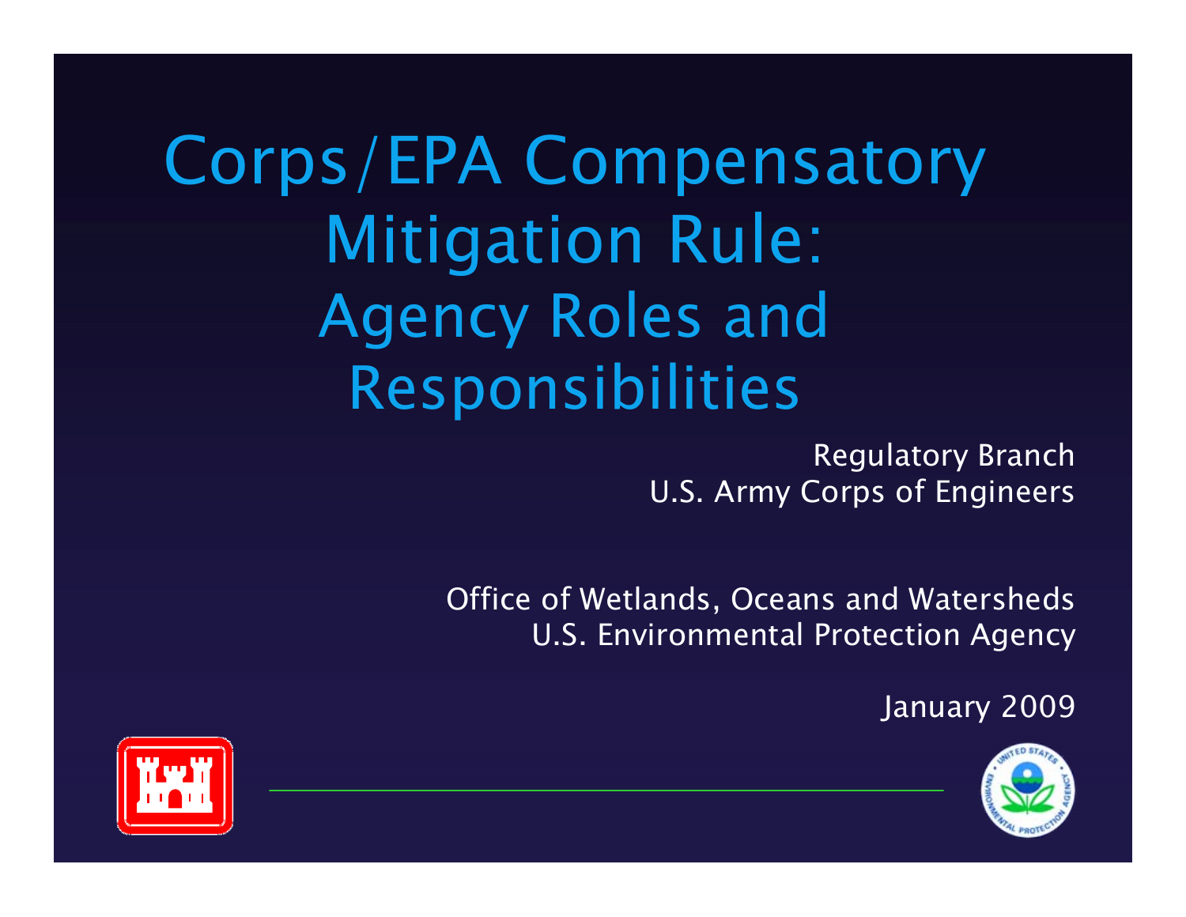# Corps/EPA Compensatory Mitigation Rule: Agency Roles and Responsibilities

Regulatory Branch
U.S. Army Corps of Engineers

Office of Wetlands, Oceans and Watersheds
U.S. Environmental Protection Agency

January 2009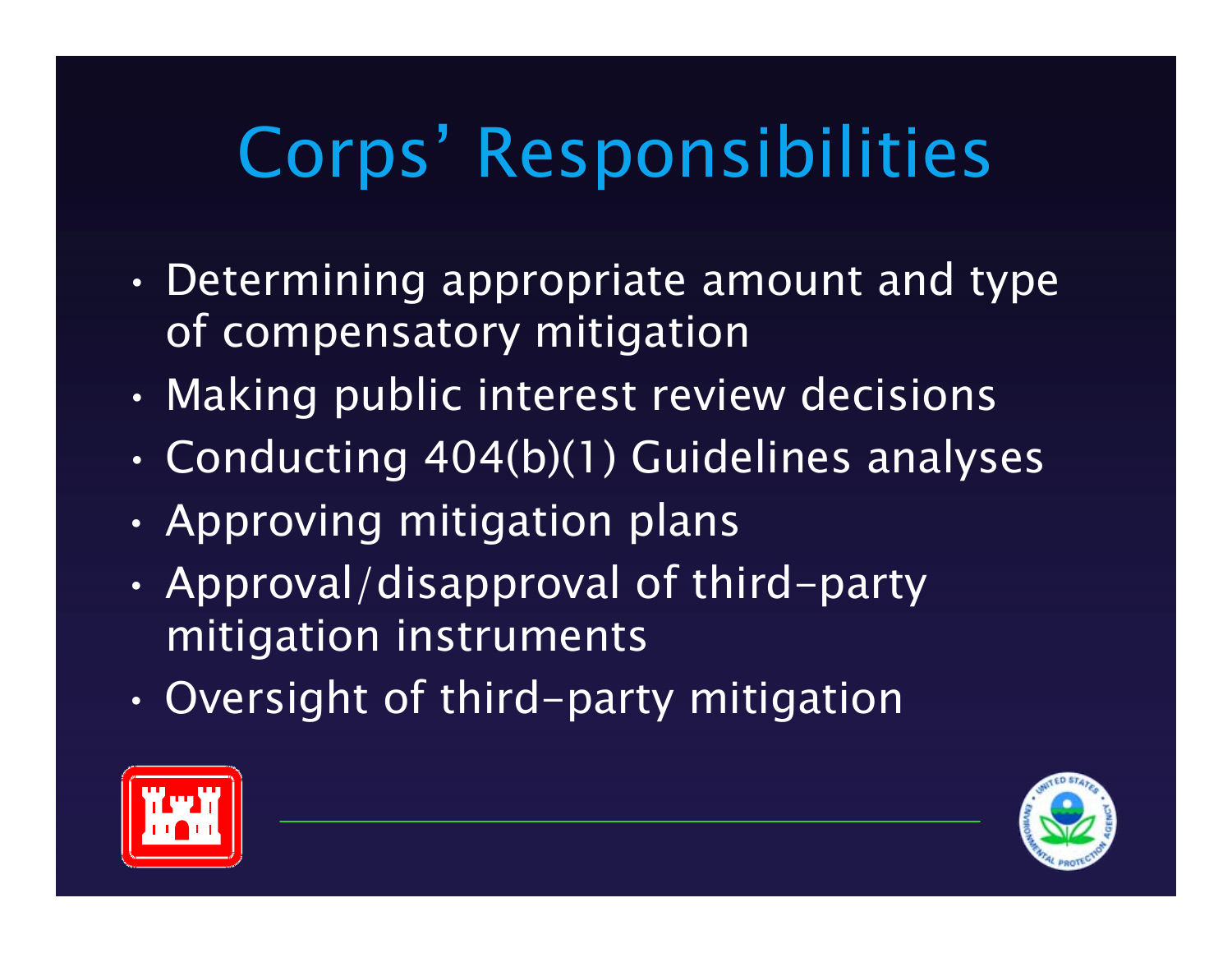# Corps' Responsibilities

- Determining appropriate amount and type of compensatory mitigation
- Making public interest review decisions
- Conducting 404(b)(1) Guidelines analyses
- Approving mitigation plans
- Approval/disapproval of third-party mitigation instruments
- Oversight of third-party mitigation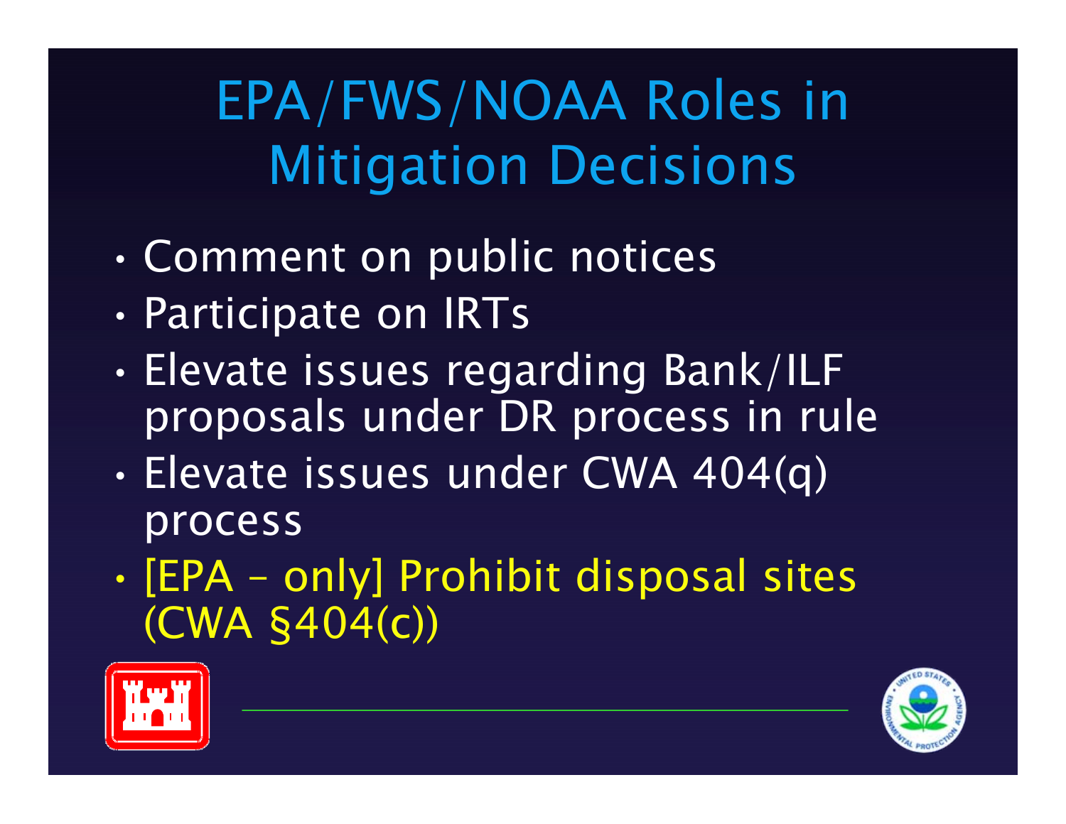# EPA/FWS/NOAA Roles in Mitigation Decisions

- Comment on public notices
- Participate on IRTs
- Elevate issues regarding Bank/ILF proposals under DR process in rule
- Elevate issues under CWA 404(q) process
- [EPA – only] Prohibit disposal sites (CWA §404(c))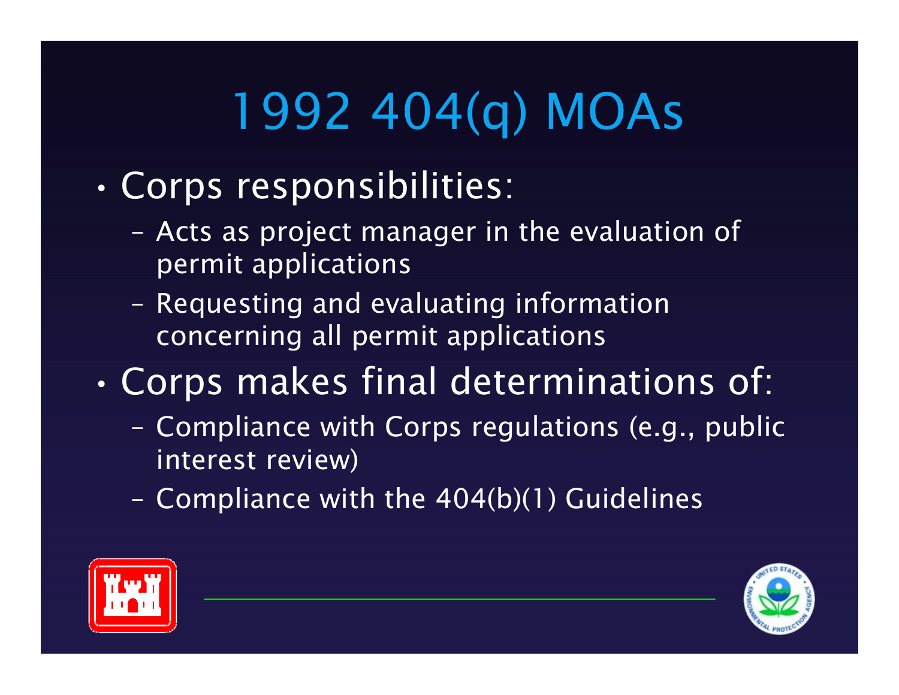# 1992 404(q) MOAs

- Corps responsibilities:
  - Acts as project manager in the evaluation of permit applications
  - Requesting and evaluating information concerning all permit applications
- Corps makes final determinations of:
  - Compliance with Corps regulations (e.g., public interest review)
  - Compliance with the 404(b)(1) Guidelines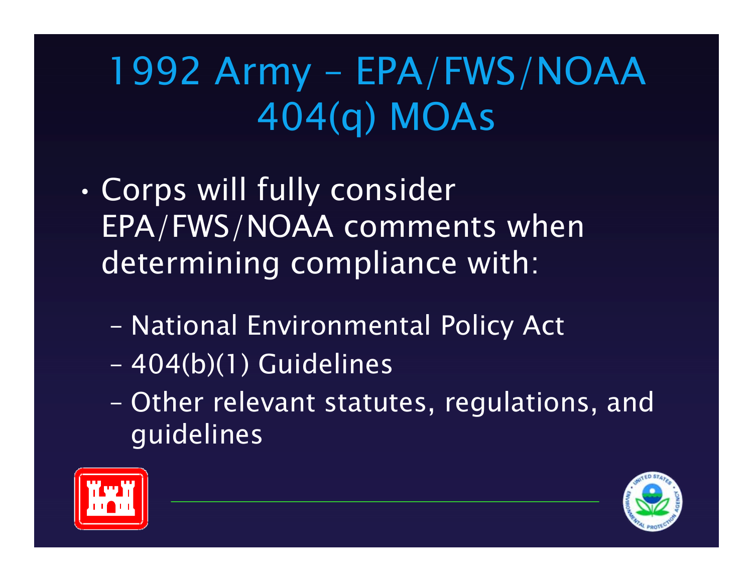# 1992 Army – EPA/FWS/NOAA 404(q) MOAs

- Corps will fully consider EPA/FWS/NOAA comments when determining compliance with:
  - National Environmental Policy Act
  - 404(b)(1) Guidelines
  - Other relevant statutes, regulations, and guidelines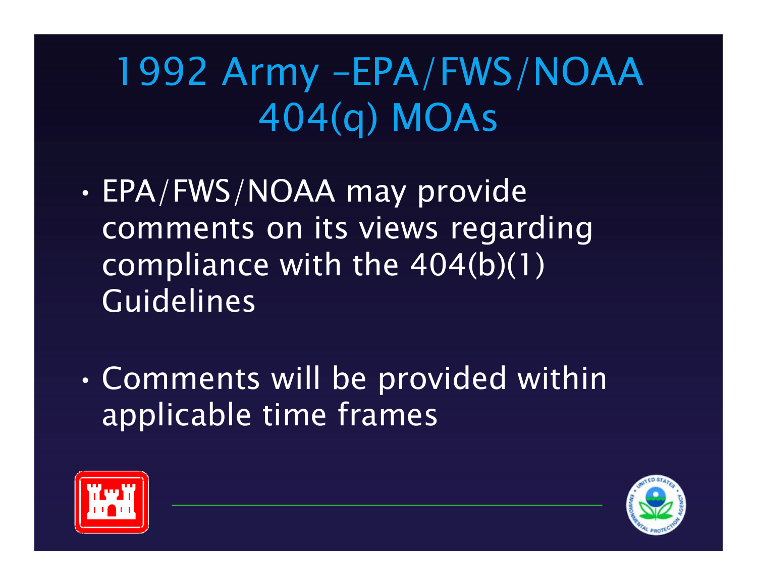# 1992 Army –EPA/FWS/NOAA 404(q) MOAs

- EPA/FWS/NOAA may provide comments on its views regarding compliance with the 404(b)(1) Guidelines
- Comments will be provided within applicable time frames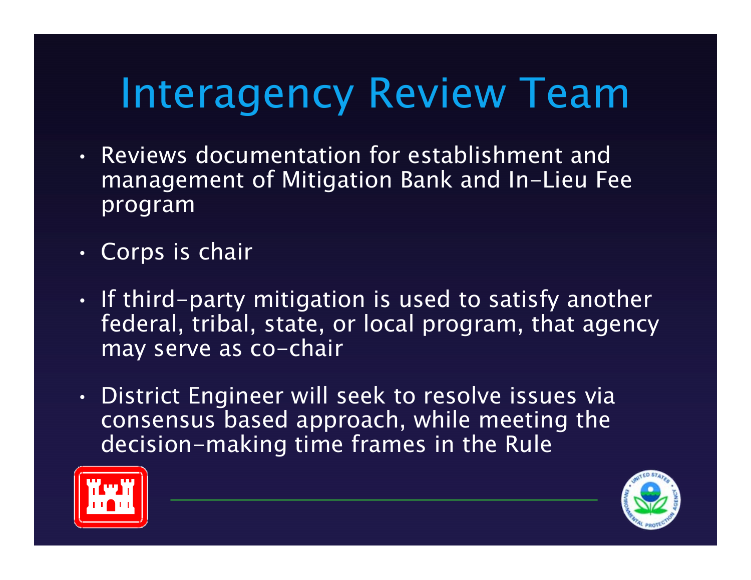# Interagency Review Team

- Reviews documentation for establishment and management of Mitigation Bank and In-Lieu Fee program
- Corps is chair
- If third-party mitigation is used to satisfy another federal, tribal, state, or local program, that agency may serve as co-chair
- District Engineer will seek to resolve issues via consensus based approach, while meeting the decision-making time frames in the Rule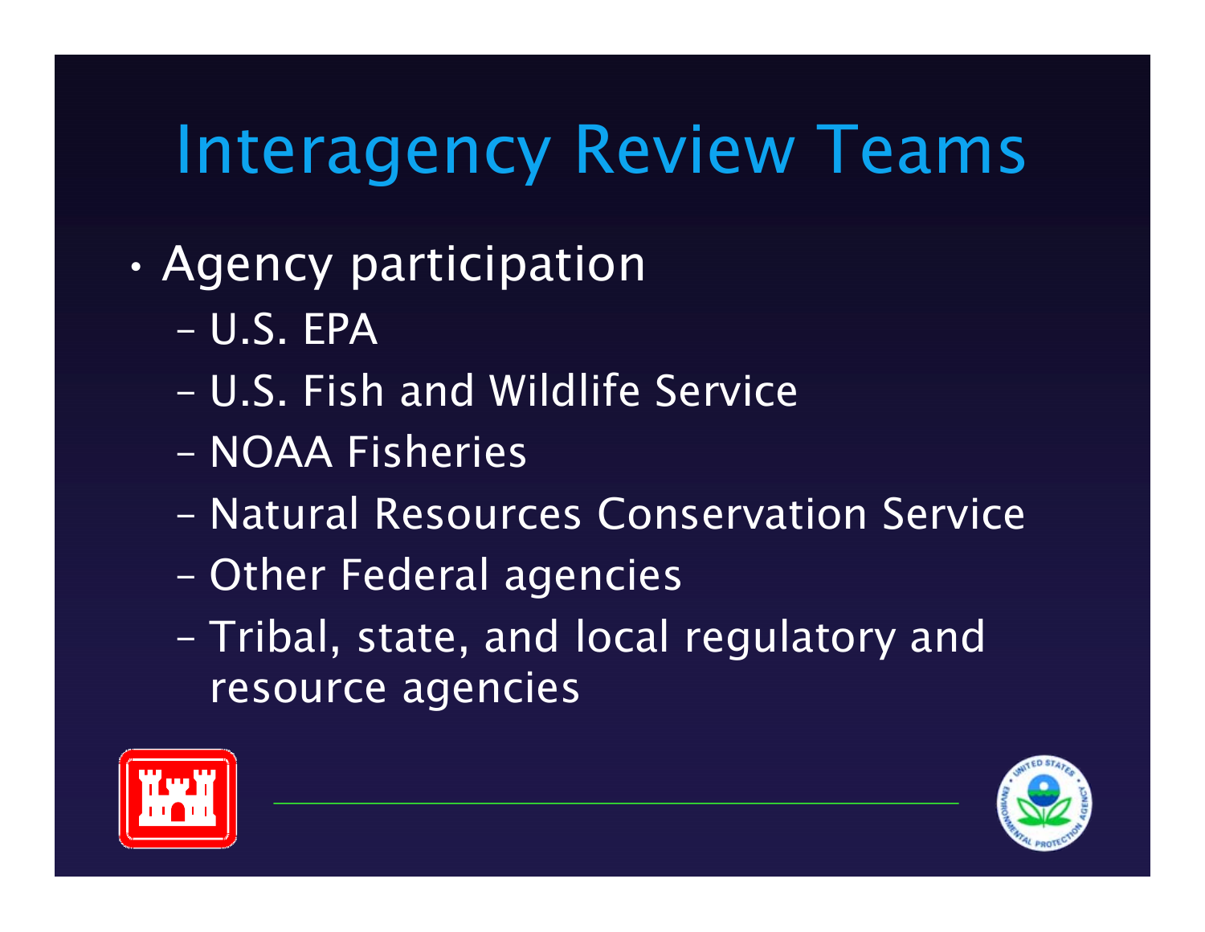# Interagency Review Teams

- Agency participation
  - U.S. EPA
  - U.S. Fish and Wildlife Service
  - NOAA Fisheries
  - Natural Resources Conservation Service
  - Other Federal agencies
  - Tribal, state, and local regulatory and resource agencies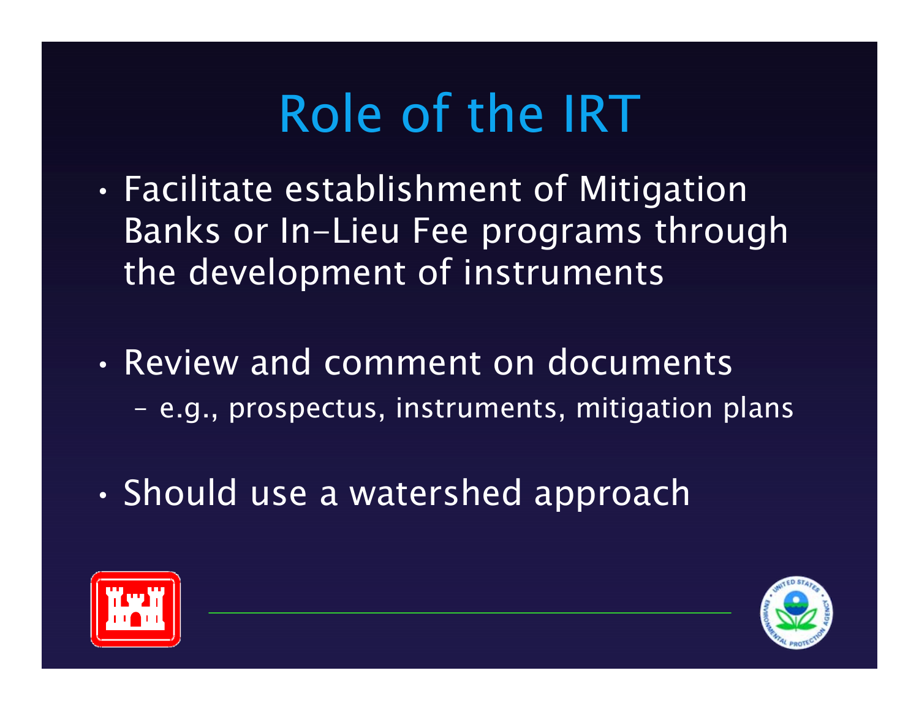# Role of the IRT

- Facilitate establishment of Mitigation Banks or In-Lieu Fee programs through the development of instruments

- Review and comment on documents
  - e.g., prospectus, instruments, mitigation plans

- Should use a watershed approach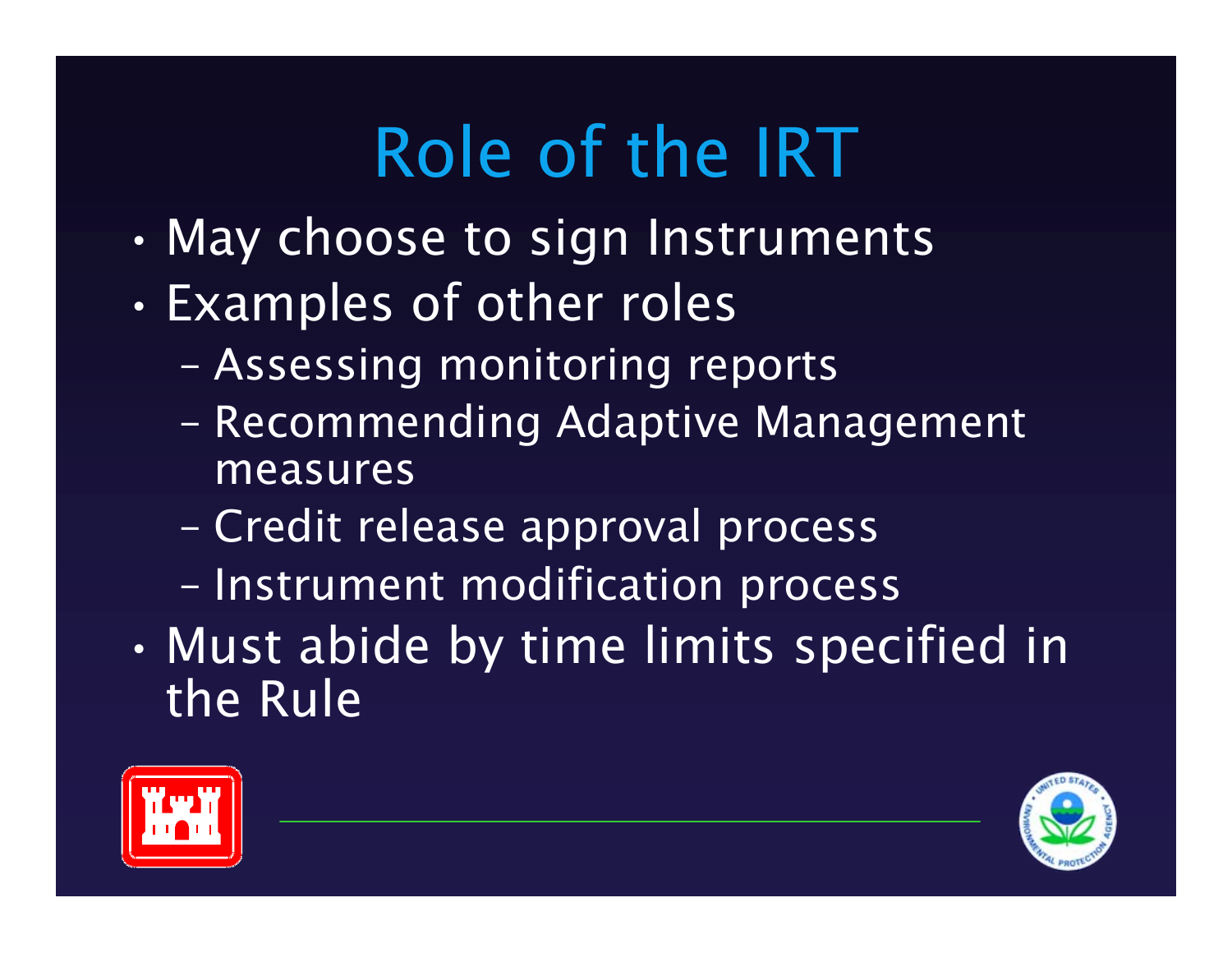# Role of the IRT

- May choose to sign Instruments
- Examples of other roles
  - Assessing monitoring reports
  - Recommending Adaptive Management measures
  - Credit release approval process
  - Instrument modification process
- Must abide by time limits specified in the Rule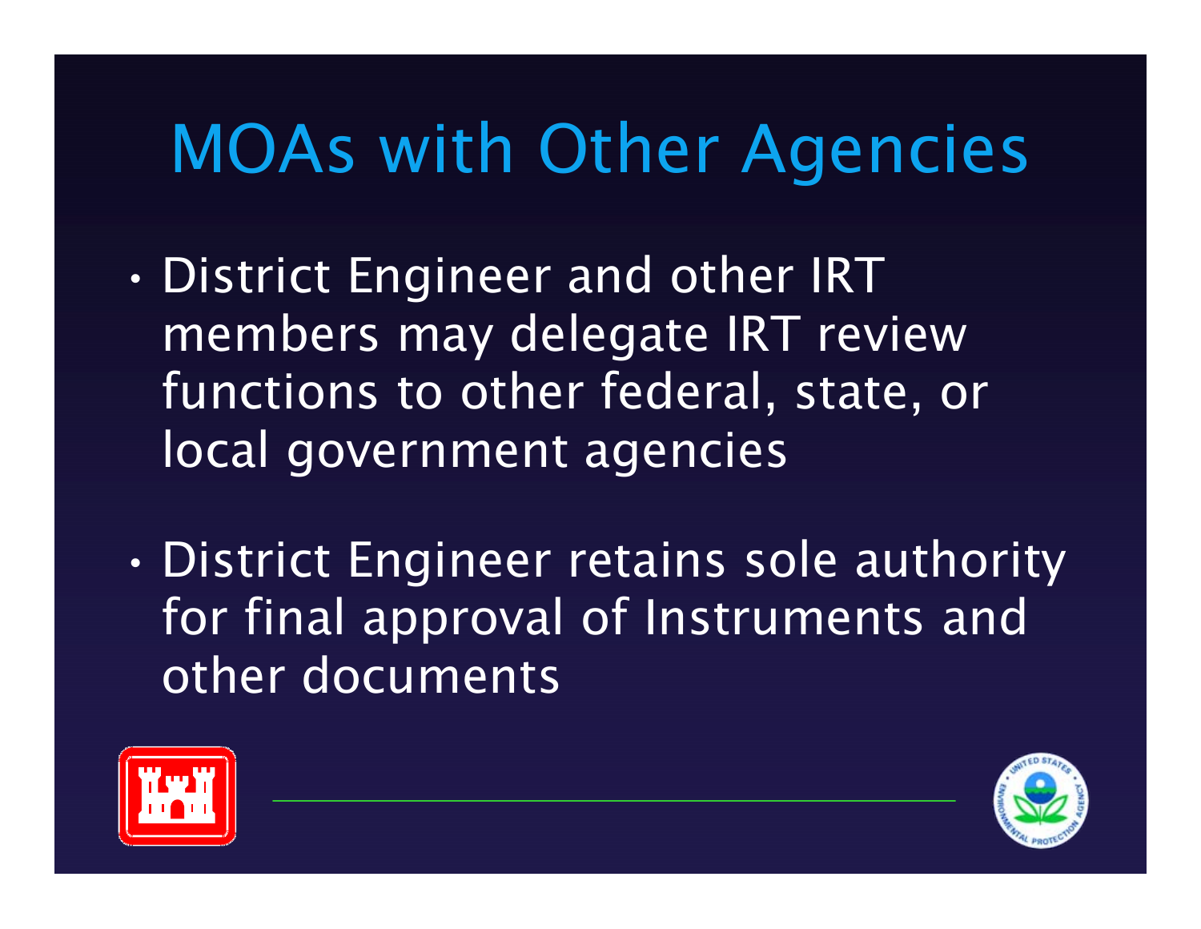# MOAs with Other Agencies

- District Engineer and other IRT members may delegate IRT review functions to other federal, state, or local government agencies
- District Engineer retains sole authority for final approval of Instruments and other documents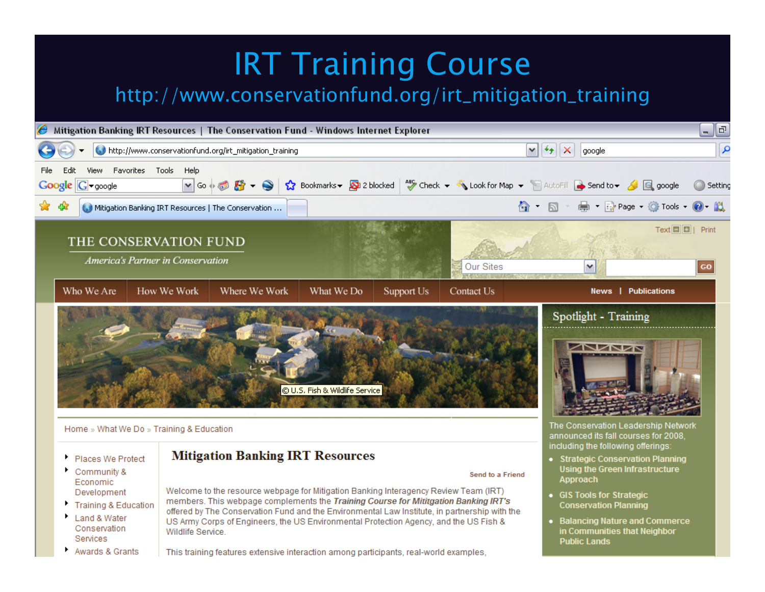# IRT Training Course

http://www.conservationfund.org/irt_mitigation_training

Mitigation Banking IRT Resources | The Conservation Fund - Windows Internet Explorer

http://www.conservationfund.org/irt_mitigation_training

THE CONSERVATION FUND

*America's Partner in Conservation*

Who We Are | How We Work | Where We Work | What We Do | Support Us | Contact Us | News | Publications

© U.S. Fish & Wildlife Service

Home » What We Do » Training & Education

- Places We Protect
- Community & Economic Development
- Training & Education
- Land & Water Conservation Services
- Awards & Grants

## Mitigation Banking IRT Resources

Send to a Friend

Welcome to the resource webpage for Mitigation Banking Interagency Review Team (IRT) members. This webpage complements the ***Training Course for Mitigation Banking IRT's*** offered by The Conservation Fund and the Environmental Law Institute, in partnership with the US Army Corps of Engineers, the US Environmental Protection Agency, and the US Fish & Wildlife Service.

This training features extensive interaction among participants, real-world examples,

### Spotlight - Training

The Conservation Leadership Network announced its fall courses for 2008, including the following offerings:

- Strategic Conservation Planning Using the Green Infrastructure Approach
- GIS Tools for Strategic Conservation Planning
- Balancing Nature and Commerce in Communities that Neighbor Public Lands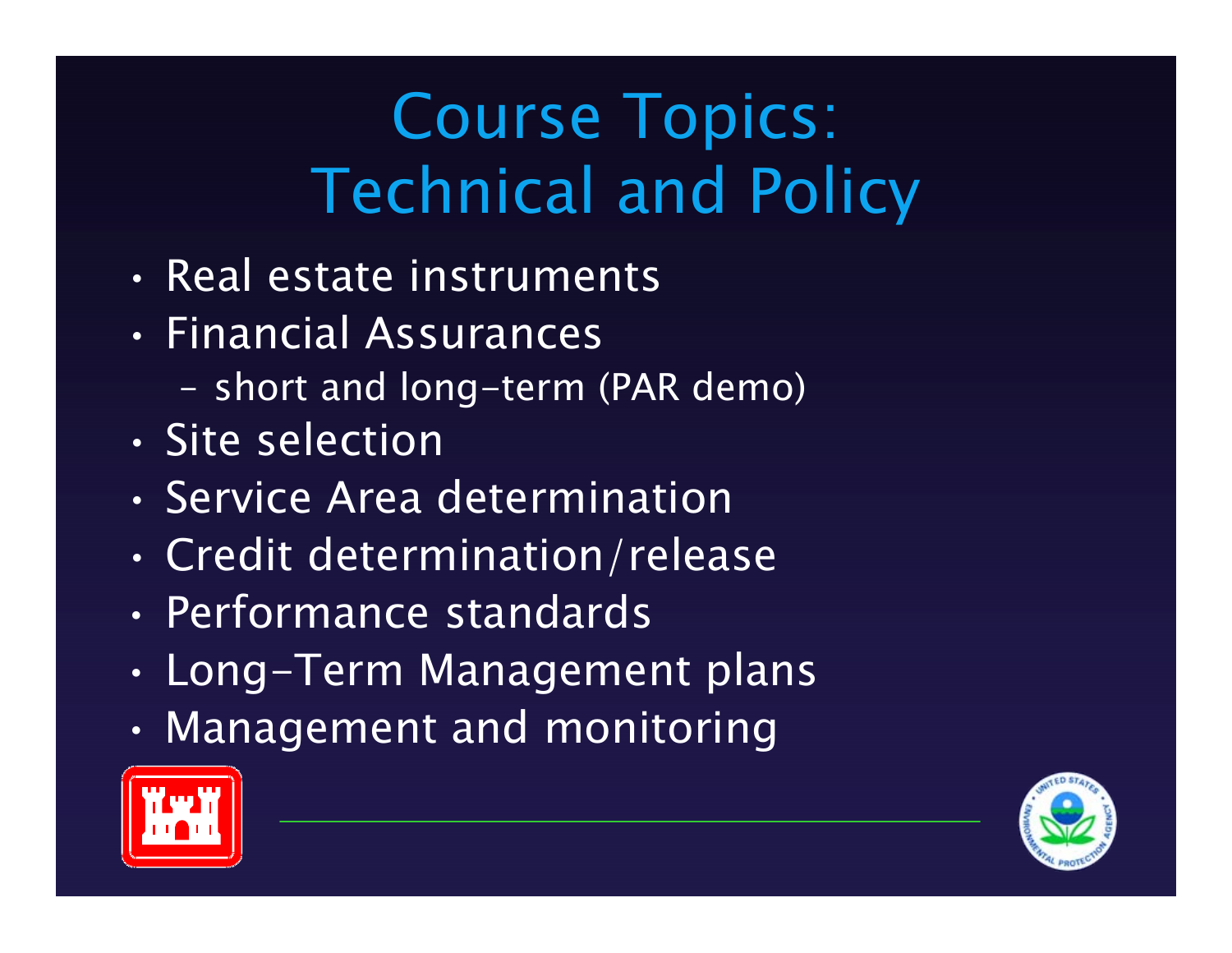# Course Topics: Technical and Policy

- Real estate instruments
- Financial Assurances
  - short and long-term (PAR demo)
- Site selection
- Service Area determination
- Credit determination/release
- Performance standards
- Long-Term Management plans
- Management and monitoring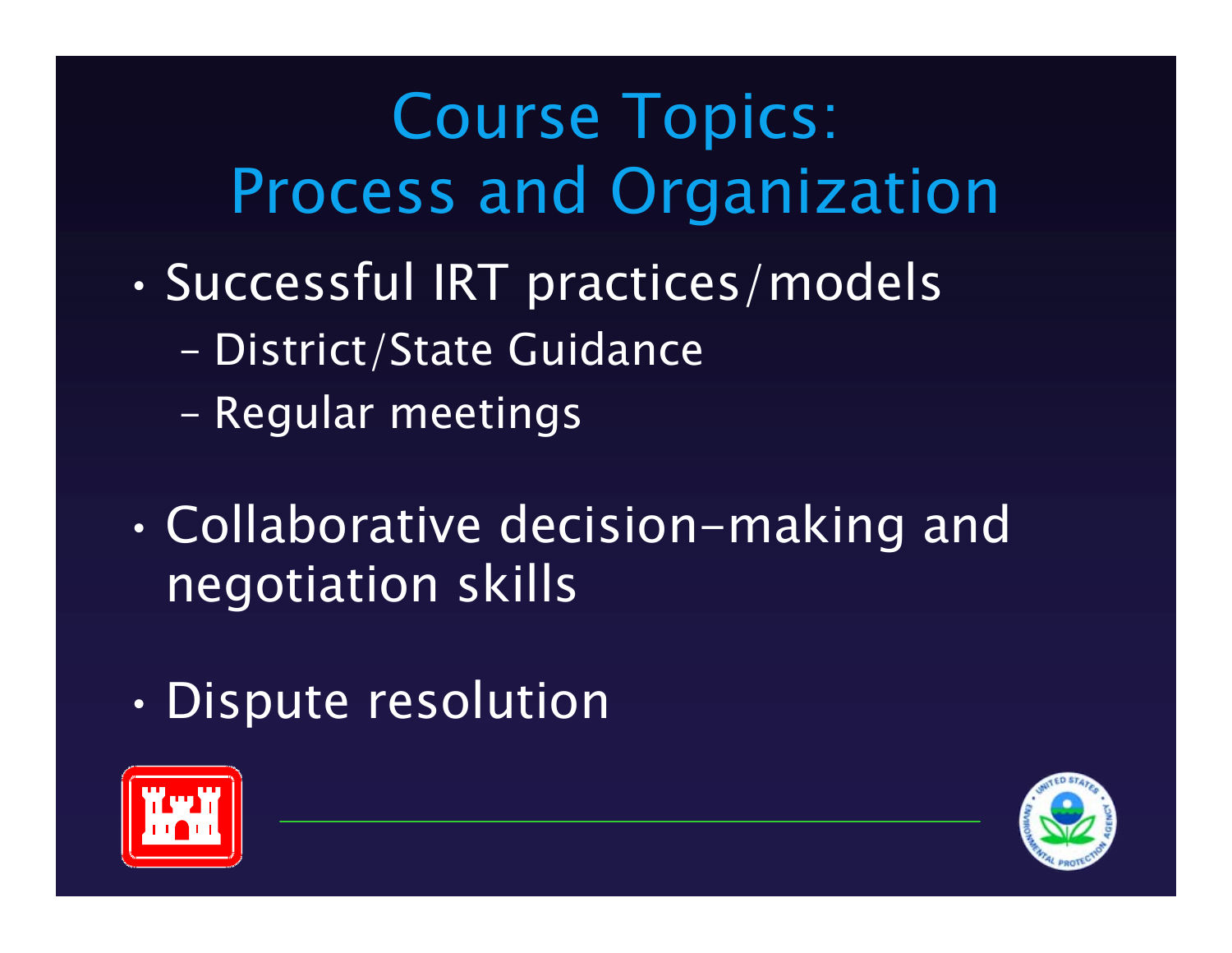# Course Topics: Process and Organization

- Successful IRT practices/models
  - District/State Guidance
  - Regular meetings
- Collaborative decision-making and negotiation skills
- Dispute resolution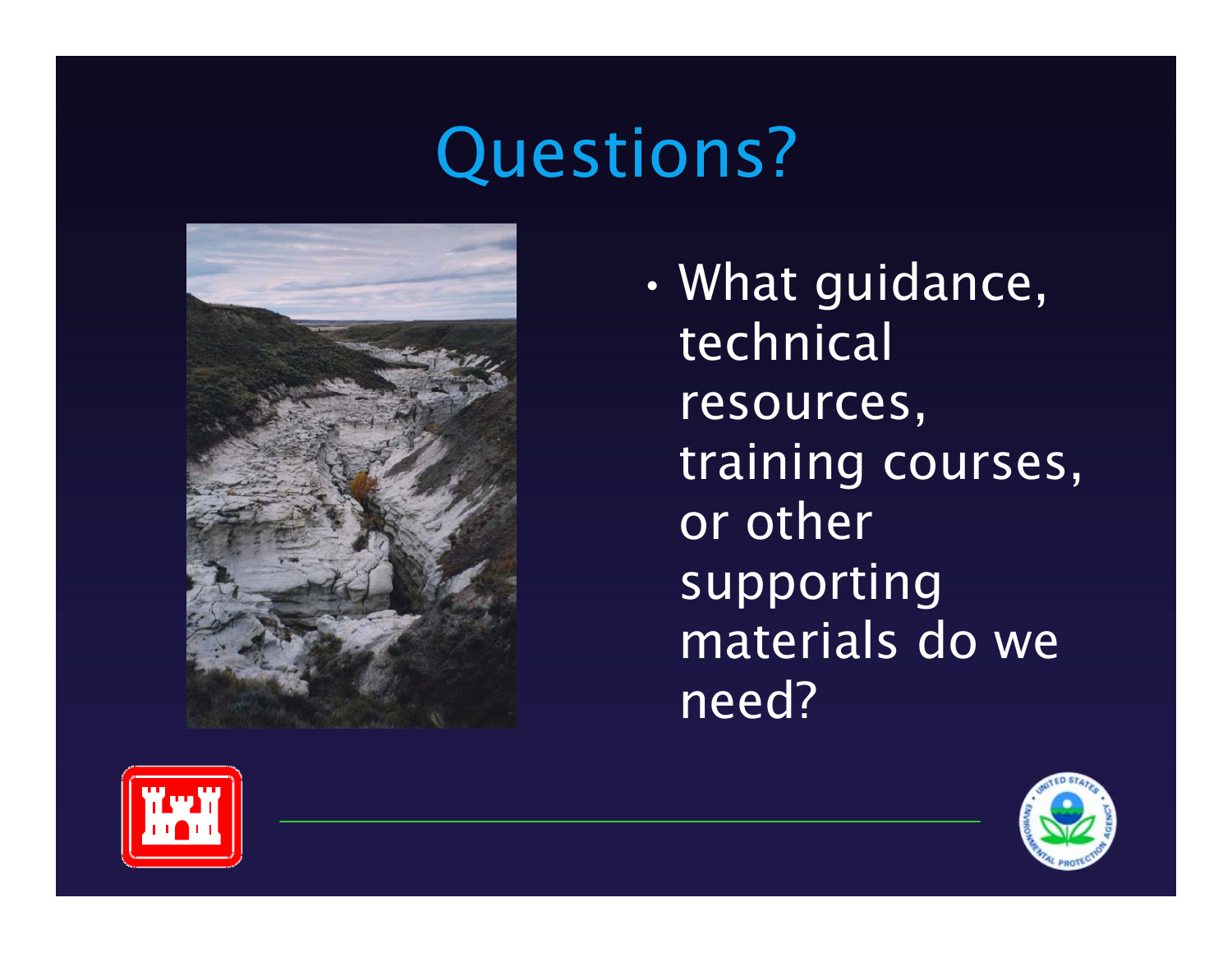# Questions?

- What guidance, technical resources, training courses, or other supporting materials do we need?